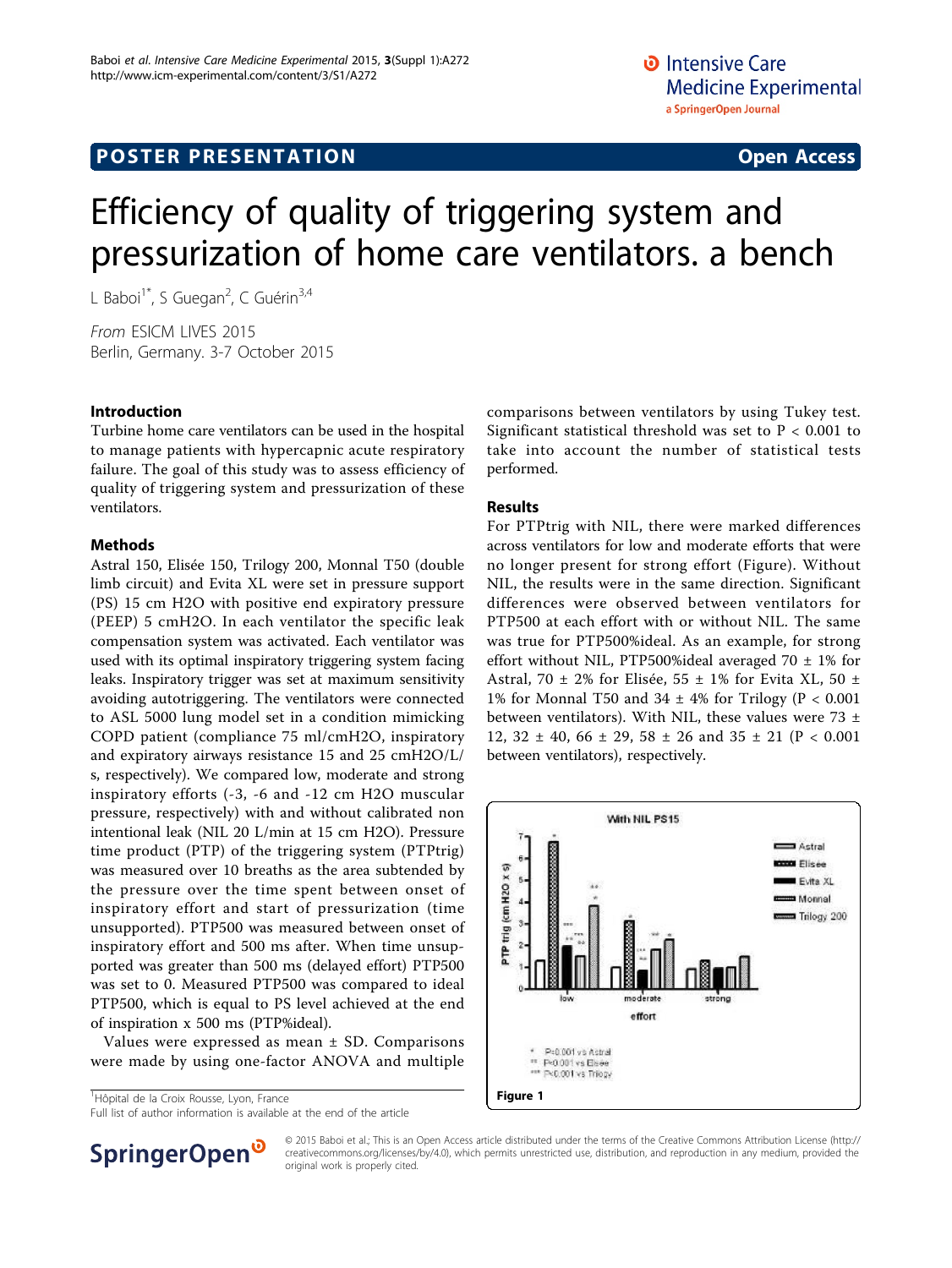POSTER PRESENTATION

Open Access

# Efficiency of quality of triggering system and pressurization of home care ventilators. a bench

L Baboi[1*], S Guegan[2], C Guérin[3,4]

*From* ESICM LIVES 2015
Berlin, Germany. 3-7 October 2015

## Introduction

Turbine home care ventilators can be used in the hospital to manage patients with hypercapnic acute respiratory failure. The goal of this study was to assess efficiency of quality of triggering system and pressurization of these ventilators.

## Methods

Astral 150, Elisée 150, Trilogy 200, Monnal T50 (double limb circuit) and Evita XL were set in pressure support (PS) 15 cm H2O with positive end expiratory pressure (PEEP) 5 cmH2O. In each ventilator the specific leak compensation system was activated. Each ventilator was used with its optimal inspiratory triggering system facing leaks. Inspiratory trigger was set at maximum sensitivity avoiding autotriggering. The ventilators were connected to ASL 5000 lung model set in a condition mimicking COPD patient (compliance 75 ml/cmH2O, inspiratory and expiratory airways resistance 15 and 25 cmH2O/L/s, respectively). We compared low, moderate and strong inspiratory efforts (-3, -6 and -12 cm H2O muscular pressure, respectively) with and without calibrated non intentional leak (NIL 20 L/min at 15 cm H2O). Pressure time product (PTP) of the triggering system (PTPtrig) was measured over 10 breaths as the area subtended by the pressure over the time spent between onset of inspiratory effort and start of pressurization (time unsupported). PTP500 was measured between onset of inspiratory effort and 500 ms after. When time unsupported was greater than 500 ms (delayed effort) PTP500 was set to 0. Measured PTP500 was compared to ideal PTP500, which is equal to PS level achieved at the end of inspiration x 500 ms (PTP%ideal).

Values were expressed as mean ± SD. Comparisons were made by using one-factor ANOVA and multiple comparisons between ventilators by using Tukey test. Significant statistical threshold was set to $P < 0.001$ to take into account the number of statistical tests performed.

## Results

For PTPtrig with NIL, there were marked differences across ventilators for low and moderate efforts that were no longer present for strong effort (Figure). Without NIL, the results were in the same direction. Significant differences were observed between ventilators for PTP500 at each effort with or without NIL. The same was true for PTP500%ideal. As an example, for strong effort without NIL, PTP500%ideal averaged 70 ± 1% for Astral, 70 ± 2% for Elisée, 55 ± 1% for Evita XL, 50 ± 1% for Monnal T50 and 34 ± 4% for Trilogy ($P < 0.001$ between ventilators). With NIL, these values were 73 ± 12, 32 ± 40, 66 ± 29, 58 ± 26 and 35 ± 21 ($P < 0.001$ between ventilators), respectively.

Figure 1

[1]Hôpital de la Croix Rousse, Lyon, France
Full list of author information is available at the end of the article

© 2015 Baboi et al.; This is an Open Access article distributed under the terms of the Creative Commons Attribution License (http://creativecommons.org/licenses/by/4.0), which permits unrestricted use, distribution, and reproduction in any medium, provided the original work is properly cited.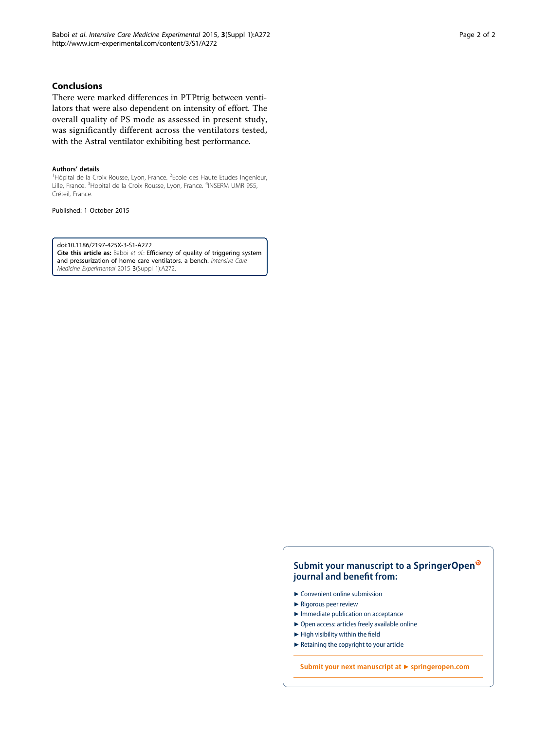## Conclusions

There were marked differences in PTPtrig between ventilators that were also dependent on intensity of effort. The overall quality of PS mode as assessed in present study, was significantly different across the ventilators tested, with the Astral ventilator exhibiting best performance.

#### Authors' details

[1]Hôpital de la Croix Rousse, Lyon, France. [2]Ecole des Haute Etudes Ingenieur, Lille, France. [3]Hopital de la Croix Rousse, Lyon, France. [4]INSERM UMR 955, Créteil, France.

Published: 1 October 2015

doi:10.1186/2197-425X-3-S1-A272

**Cite this article as:** Baboi *et al.*: Efficiency of quality of triggering system and pressurization of home care ventilators. a bench. *Intensive Care Medicine Experimental* 2015 **3**(Suppl 1):A272.

**Submit your manuscript to a SpringerOpen journal and benefit from:**

- ► Convenient online submission
- ► Rigorous peer review
- ► Immediate publication on acceptance
- ► Open access: articles freely available online
- ► High visibility within the field
- ► Retaining the copyright to your article

**Submit your next manuscript at ► springeropen.com**